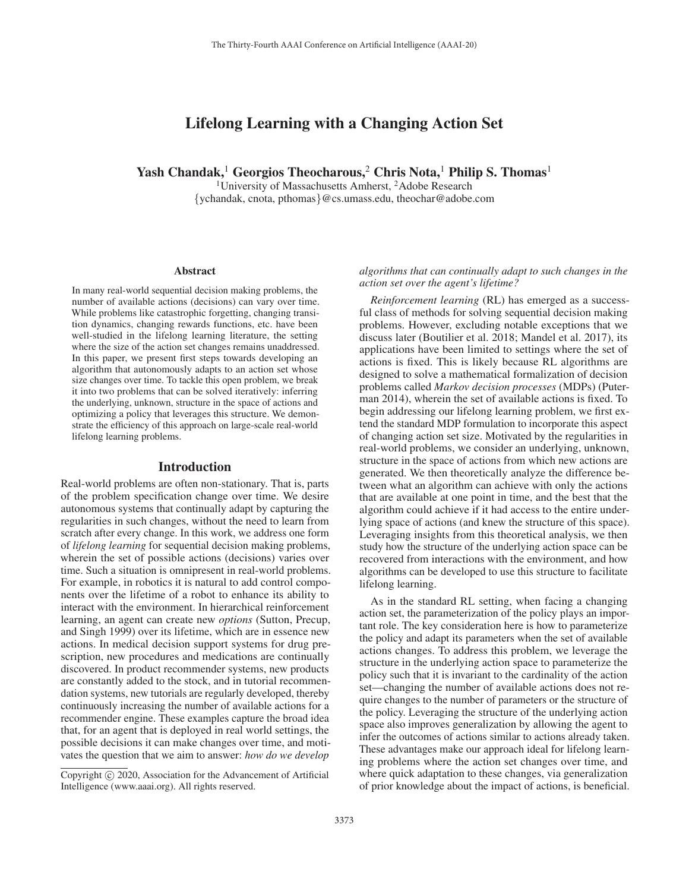# Lifelong Learning with a Changing Action Set

**Yash Chandak,[1] Georgios Theocharous,[2] Chris Nota,[1] Philip S. Thomas[1]**

[1]University of Massachusetts Amherst, [2]Adobe Research

{ychandak, cnota, pthomas}@cs.umass.edu, theochar@adobe.com

## Abstract

In many real-world sequential decision making problems, the number of available actions (decisions) can vary over time. While problems like catastrophic forgetting, changing transition dynamics, changing rewards functions, etc. have been well-studied in the lifelong learning literature, the setting where the size of the action set changes remains unaddressed. In this paper, we present first steps towards developing an algorithm that autonomously adapts to an action set whose size changes over time. To tackle this open problem, we break it into two problems that can be solved iteratively: inferring the underlying, unknown, structure in the space of actions and optimizing a policy that leverages this structure. We demonstrate the efficiency of this approach on large-scale real-world lifelong learning problems.

## Introduction

Real-world problems are often non-stationary. That is, parts of the problem specification change over time. We desire autonomous systems that continually adapt by capturing the regularities in such changes, without the need to learn from scratch after every change. In this work, we address one form of *lifelong learning* for sequential decision making problems, wherein the set of possible actions (decisions) varies over time. Such a situation is omnipresent in real-world problems. For example, in robotics it is natural to add control components over the lifetime of a robot to enhance its ability to interact with the environment. In hierarchical reinforcement learning, an agent can create new *options* (Sutton, Precup, and Singh 1999) over its lifetime, which are in essence new actions. In medical decision support systems for drug prescription, new procedures and medications are continually discovered. In product recommender systems, new products are constantly added to the stock, and in tutorial recommendation systems, new tutorials are regularly developed, thereby continuously increasing the number of available actions for a recommender engine. These examples capture the broad idea that, for an agent that is deployed in real world settings, the possible decisions it can make changes over time, and motivates the question that we aim to answer: *how do we develop algorithms that can continually adapt to such changes in the action set over the agent's lifetime?*

*Reinforcement learning* (RL) has emerged as a successful class of methods for solving sequential decision making problems. However, excluding notable exceptions that we discuss later (Boutilier et al. 2018; Mandel et al. 2017), its applications have been limited to settings where the set of actions is fixed. This is likely because RL algorithms are designed to solve a mathematical formalization of decision problems called *Markov decision processes* (MDPs) (Puterman 2014), wherein the set of available actions is fixed. To begin addressing our lifelong learning problem, we first extend the standard MDP formulation to incorporate this aspect of changing action set size. Motivated by the regularities in real-world problems, we consider an underlying, unknown, structure in the space of actions from which new actions are generated. We then theoretically analyze the difference between what an algorithm can achieve with only the actions that are available at one point in time, and the best that the algorithm could achieve if it had access to the entire underlying space of actions (and knew the structure of this space). Leveraging insights from this theoretical analysis, we then study how the structure of the underlying action space can be recovered from interactions with the environment, and how algorithms can be developed to use this structure to facilitate lifelong learning.

As in the standard RL setting, when facing a changing action set, the parameterization of the policy plays an important role. The key consideration here is how to parameterize the policy and adapt its parameters when the set of available actions changes. To address this problem, we leverage the structure in the underlying action space to parameterize the policy such that it is invariant to the cardinality of the action set—changing the number of available actions does not require changes to the number of parameters or the structure of the policy. Leveraging the structure of the underlying action space also improves generalization by allowing the agent to infer the outcomes of actions similar to actions already taken. These advantages make our approach ideal for lifelong learning problems where the action set changes over time, and where quick adaptation to these changes, via generalization of prior knowledge about the impact of actions, is beneficial.

Copyright © 2020, Association for the Advancement of Artificial Intelligence (www.aaai.org). All rights reserved.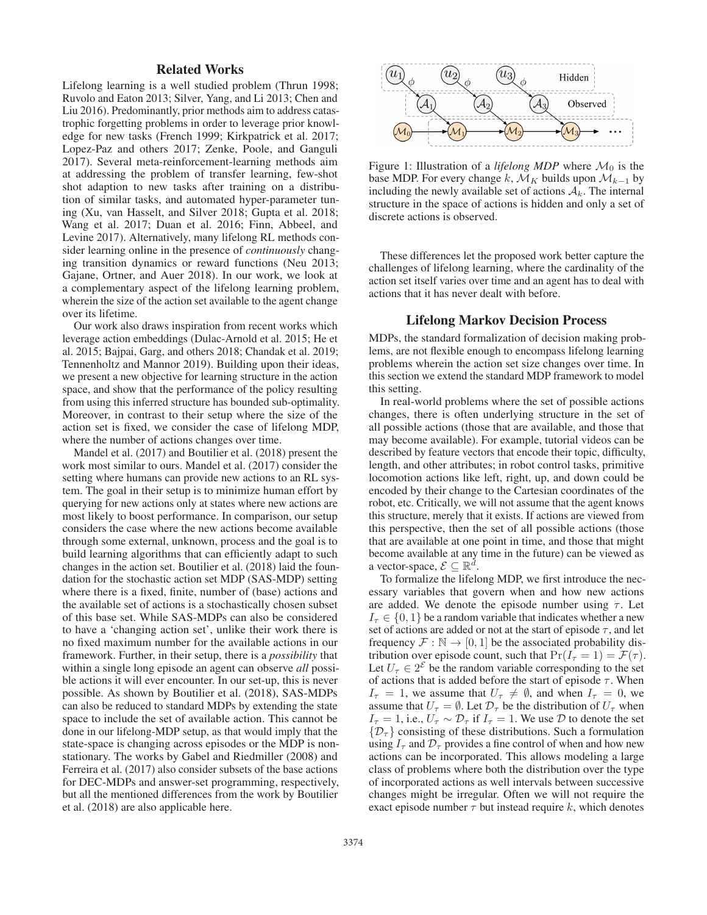## Related Works

Lifelong learning is a well studied problem (Thrun 1998; Ruvolo and Eaton 2013; Silver, Yang, and Li 2013; Chen and Liu 2016). Predominantly, prior methods aim to address catastrophic forgetting problems in order to leverage prior knowledge for new tasks (French 1999; Kirkpatrick et al. 2017; Lopez-Paz and others 2017; Zenke, Poole, and Ganguli 2017). Several meta-reinforcement-learning methods aim at addressing the problem of transfer learning, few-shot shot adaption to new tasks after training on a distribution of similar tasks, and automated hyper-parameter tuning (Xu, van Hasselt, and Silver 2018; Gupta et al. 2018; Wang et al. 2017; Duan et al. 2016; Finn, Abbeel, and Levine 2017). Alternatively, many lifelong RL methods consider learning online in the presence of *continuously* changing transition dynamics or reward functions (Neu 2013; Gajane, Ortner, and Auer 2018). In our work, we look at a complementary aspect of the lifelong learning problem, wherein the size of the action set available to the agent change over its lifetime.

Our work also draws inspiration from recent works which leverage action embeddings (Dulac-Arnold et al. 2015; He et al. 2015; Bajpai, Garg, and others 2018; Chandak et al. 2019; Tennenholtz and Mannor 2019). Building upon their ideas, we present a new objective for learning structure in the action space, and show that the performance of the policy resulting from using this inferred structure has bounded sub-optimality. Moreover, in contrast to their setup where the size of the action set is fixed, we consider the case of lifelong MDP, where the number of actions changes over time.

Mandel et al. (2017) and Boutilier et al. (2018) present the work most similar to ours. Mandel et al. (2017) consider the setting where humans can provide new actions to an RL system. The goal in their setup is to minimize human effort by querying for new actions only at states where new actions are most likely to boost performance. In comparison, our setup considers the case where the new actions become available through some external, unknown, process and the goal is to build learning algorithms that can efficiently adapt to such changes in the action set. Boutilier et al. (2018) laid the foundation for the stochastic action set MDP (SAS-MDP) setting where there is a fixed, finite, number of (base) actions and the available set of actions is a stochastically chosen subset of this base set. While SAS-MDPs can also be considered to have a 'changing action set', unlike their work there is no fixed maximum number for the available actions in our framework. Further, in their setup, there is a *possibility* that within a single long episode an agent can observe *all* possible actions it will ever encounter. In our set-up, this is never possible. As shown by Boutilier et al. (2018), SAS-MDPs can also be reduced to standard MDPs by extending the state space to include the set of available action. This cannot be done in our lifelong-MDP setup, as that would imply that the state-space is changing across episodes or the MDP is non-stationary. The works by Gabel and Riedmiller (2008) and Ferreira et al. (2017) also consider subsets of the base actions for DEC-MDPs and answer-set programming, respectively, but all the mentioned differences from the work by Boutilier et al. (2018) are also applicable here.

Figure 1: Illustration of a *lifelong MDP* where $\mathcal{M}_0$ is the base MDP. For every change $k$, $\mathcal{M}_K$ builds upon $\mathcal{M}_{k-1}$ by including the newly available set of actions $\mathcal{A}_k$. The internal structure in the space of actions is hidden and only a set of discrete actions is observed.

These differences let the proposed work better capture the challenges of lifelong learning, where the cardinality of the action set itself varies over time and an agent has to deal with actions that it has never dealt with before.

## Lifelong Markov Decision Process

MDPs, the standard formalization of decision making problems, are not flexible enough to encompass lifelong learning problems wherein the action set size changes over time. In this section we extend the standard MDP framework to model this setting.

In real-world problems where the set of possible actions changes, there is often underlying structure in the set of all possible actions (those that are available, and those that may become available). For example, tutorial videos can be described by feature vectors that encode their topic, difficulty, length, and other attributes; in robot control tasks, primitive locomotion actions like left, right, up, and down could be encoded by their change to the Cartesian coordinates of the robot, etc. Critically, we will not assume that the agent knows this structure, merely that it exists. If actions are viewed from this perspective, then the set of all possible actions (those that are available at one point in time, and those that might become available at any time in the future) can be viewed as a vector-space, $\mathcal{E} \subseteq \mathbb{R}^d$.

To formalize the lifelong MDP, we first introduce the necessary variables that govern when and how new actions are added. We denote the episode number using $\tau$. Let $I_\tau \in \{0, 1\}$ be a random variable that indicates whether a new set of actions are added or not at the start of episode $\tau$, and let frequency $\mathcal{F} : \mathbb{N} \rightarrow [0, 1]$ be the associated probability distribution over episode count, such that $\Pr(I_\tau = 1) = \mathcal{F}(\tau)$. Let $U_\tau \in 2^{\mathcal{E}}$ be the random variable corresponding to the set of actions that is added before the start of episode $\tau$. When $I_\tau = 1$, we assume that $U_\tau \neq \emptyset$, and when $I_\tau = 0$, we assume that $U_\tau = \emptyset$. Let $\mathcal{D}_\tau$ be the distribution of $U_\tau$ when $I_\tau = 1$, i.e., $U_\tau \sim \mathcal{D}_\tau$ if $I_\tau = 1$. We use $\mathcal{D}$ to denote the set $\{\mathcal{D}_\tau\}$ consisting of these distributions. Such a formulation using $I_\tau$ and $\mathcal{D}_\tau$ provides a fine control of when and how new actions can be incorporated. This allows modeling a large class of problems where both the distribution over the type of incorporated actions as well intervals between successive changes might be irregular. Often we will not require the exact episode number $\tau$ but instead require $k$, which denotes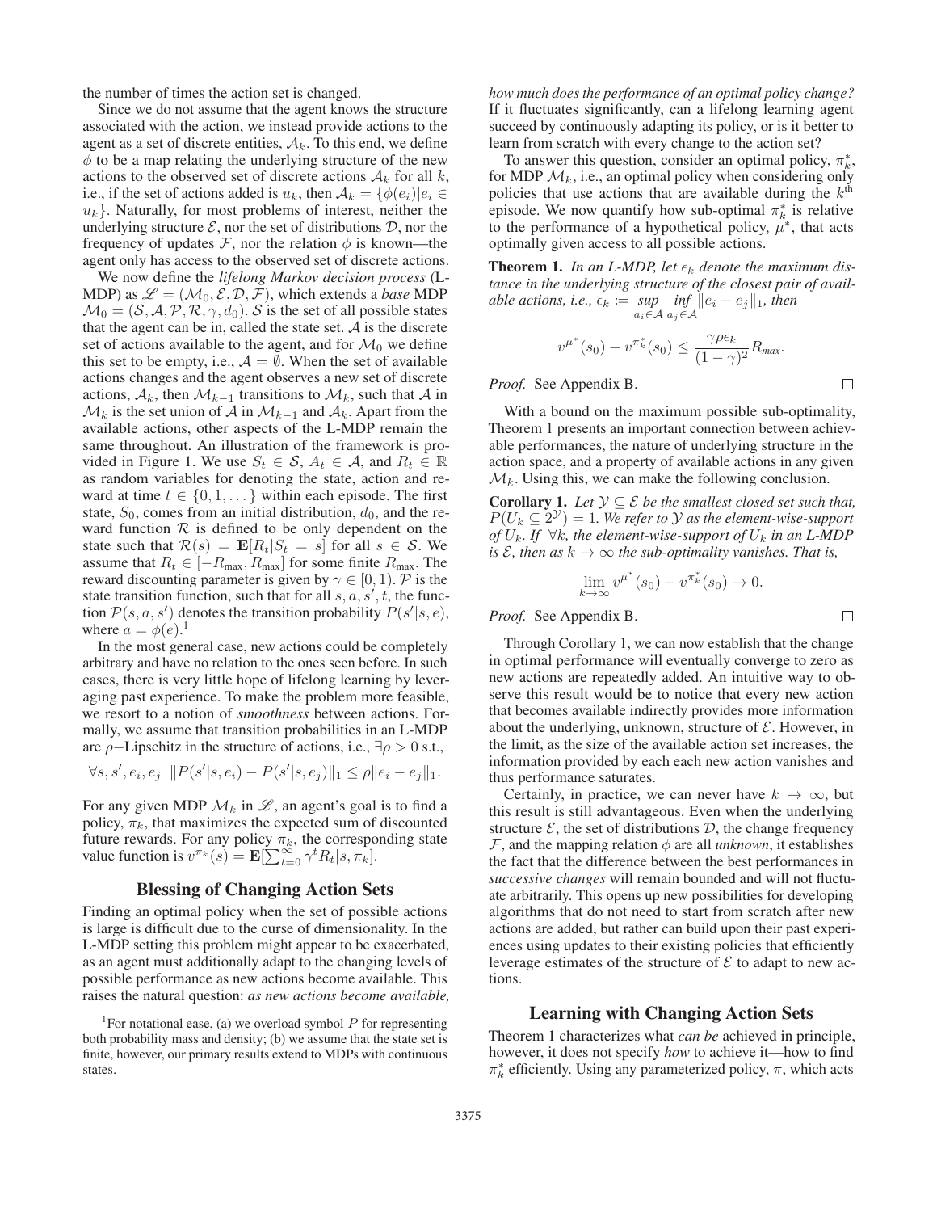the number of times the action set is changed.

Since we do not assume that the agent knows the structure associated with the action, we instead provide actions to the agent as a set of discrete entities, $\mathcal{A}_k$. To this end, we define $\phi$ to be a map relating the underlying structure of the new actions to the observed set of discrete actions $\mathcal{A}_k$ for all $k$, i.e., if the set of actions added is $u_k$, then $\mathcal{A}_k = \{\phi(e_i) | e_i \in u_k\}$. Naturally, for most problems of interest, neither the underlying structure $\mathcal{E}$, nor the set of distributions $\mathcal{D}$, nor the frequency of updates $\mathcal{F}$, nor the relation $\phi$ is known—the agent only has access to the observed set of discrete actions.

We now define the *lifelong Markov decision process* (L-MDP) as $\mathscr{L} = (\mathcal{M}_0, \mathcal{E}, \mathcal{D}, \mathcal{F})$, which extends a *base* MDP $\mathcal{M}_0 = (\mathcal{S}, \mathcal{A}, \mathcal{P}, \mathcal{R}, \gamma, d_0)$. $\mathcal{S}$ is the set of all possible states that the agent can be in, called the state set. $\mathcal{A}$ is the discrete set of actions available to the agent, and for $\mathcal{M}_0$ we define this set to be empty, i.e., $\mathcal{A} = \emptyset$. When the set of available actions changes and the agent observes a new set of discrete actions, $\mathcal{A}_k$, then $\mathcal{M}_{k-1}$ transitions to $\mathcal{M}_k$, such that $\mathcal{A}$ in $\mathcal{M}_k$ is the set union of $\mathcal{A}$ in $\mathcal{M}_{k-1}$ and $\mathcal{A}_k$. Apart from the available actions, other aspects of the L-MDP remain the same throughout. An illustration of the framework is provided in Figure 1. We use $S_t \in \mathcal{S}$, $A_t \in \mathcal{A}$, and $R_t \in \mathbb{R}$ as random variables for denoting the state, action and reward at time $t \in \{0, 1, \dots\}$ within each episode. The first state, $S_0$, comes from an initial distribution, $d_0$, and the reward function $\mathcal{R}$ is defined to be only dependent on the state such that $\mathcal{R}(s) = \mathbf{E}[R_t | S_t = s]$ for all $s \in \mathcal{S}$. We assume that $R_t \in [-R_{\text{max}}, R_{\text{max}}]$ for some finite $R_{\text{max}}$. The reward discounting parameter is given by $\gamma \in [0, 1)$. $\mathcal{P}$ is the state transition function, such that for all $s, a, s', t$, the function $\mathcal{P}(s, a, s')$ denotes the transition probability $P(s'|s, e)$, where $a = \phi(e)$.[1]

In the most general case, new actions could be completely arbitrary and have no relation to the ones seen before. In such cases, there is very little hope of lifelong learning by leveraging past experience. To make the problem more feasible, we resort to a notion of *smoothness* between actions. Formally, we assume that transition probabilities in an L-MDP are $\rho$−Lipschitz in the structure of actions, i.e., $\exists \rho > 0$ s.t.,

$$\forall s, s', e_i, e_j \;\; \|P(s'|s, e_i) - P(s'|s, e_j)\|_1 \leq \rho \|e_i - e_j\|_1.$$

For any given MDP $\mathcal{M}_k$ in $\mathscr{L}$, an agent's goal is to find a policy, $\pi_k$, that maximizes the expected sum of discounted future rewards. For any policy $\pi_k$, the corresponding state value function is $v^{\pi_k}(s) = \mathbf{E}[\sum_{t=0}^{\infty} \gamma^t R_t | s, \pi_k]$.

## Blessing of Changing Action Sets

Finding an optimal policy when the set of possible actions is large is difficult due to the curse of dimensionality. In the L-MDP setting this problem might appear to be exacerbated, as an agent must additionally adapt to the changing levels of possible performance as new actions become available. This raises the natural question: *as new actions become available, how much does the performance of an optimal policy change?* If it fluctuates significantly, can a lifelong learning agent succeed by continuously adapting its policy, or is it better to learn from scratch with every change to the action set?

To answer this question, consider an optimal policy, $\pi_k^*$, for MDP $\mathcal{M}_k$, i.e., an optimal policy when considering only policies that use actions that are available during the $k^{\text{th}}$ episode. We now quantify how sub-optimal $\pi_k^*$ is relative to the performance of a hypothetical policy, $\mu^*$, that acts optimally given access to all possible actions.

**Theorem 1.** *In an L-MDP, let $\epsilon_k$ denote the maximum distance in the underlying structure of the closest pair of available actions, i.e., $\epsilon_k := \underset{a_i \in \mathcal{A}}{\sup} \; \underset{a_j \in \mathcal{A}}{\inf} \|e_i - e_j\|_1$, then*

$$v^{\mu^*}(s_0) - v^{\pi_k^*}(s_0) \leq \frac{\gamma \rho \epsilon_k}{(1-\gamma)^2} R_{max}.$$

*Proof.* See Appendix B. □

With a bound on the maximum possible sub-optimality, Theorem 1 presents an important connection between achievable performances, the nature of underlying structure in the action space, and a property of available actions in any given $\mathcal{M}_k$. Using this, we can make the following conclusion.

**Corollary 1.** *Let $\mathcal{Y} \subseteq \mathcal{E}$ be the smallest closed set such that, $P(U_k \subseteq 2^{\mathcal{Y}}) = 1$. We refer to $\mathcal{Y}$ as the element-wise-support of $U_k$. If $\forall k$, the element-wise-support of $U_k$ in an L-MDP is $\mathcal{E}$, then as $k \to \infty$ the sub-optimality vanishes. That is,*

$$\lim_{k \to \infty} v^{\mu^*}(s_0) - v^{\pi_k^*}(s_0) \to 0.$$

*Proof.* See Appendix B. □

Through Corollary 1, we can now establish that the change in optimal performance will eventually converge to zero as new actions are repeatedly added. An intuitive way to observe this result would be to notice that every new action that becomes available indirectly provides more information about the underlying, unknown, structure of $\mathcal{E}$. However, in the limit, as the size of the available action set increases, the information provided by each each new action vanishes and thus performance saturates.

Certainly, in practice, we can never have $k \to \infty$, but this result is still advantageous. Even when the underlying structure $\mathcal{E}$, the set of distributions $\mathcal{D}$, the change frequency $\mathcal{F}$, and the mapping relation $\phi$ are all *unknown*, it establishes the fact that the difference between the best performances in *successive changes* will remain bounded and will not fluctuate arbitrarily. This opens up new possibilities for developing algorithms that do not need to start from scratch after new actions are added, but rather can build upon their past experiences using updates to their existing policies that efficiently leverage estimates of the structure of $\mathcal{E}$ to adapt to new actions.

## Learning with Changing Action Sets

Theorem 1 characterizes what *can be* achieved in principle, however, it does not specify *how* to achieve it—how to find $\pi_k^*$ efficiently. Using any parameterized policy, $\pi$, which acts

[1] For notational ease, (a) we overload symbol $P$ for representing both probability mass and density; (b) we assume that the state set is finite, however, our primary results extend to MDPs with continuous states.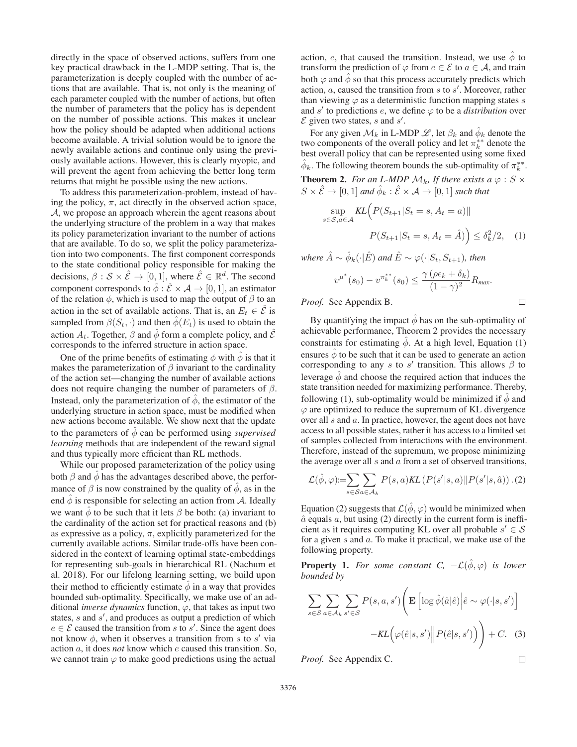directly in the space of observed actions, suffers from one key practical drawback in the L-MDP setting. That is, the parameterization is deeply coupled with the number of actions that are available. That is, not only is the meaning of each parameter coupled with the number of actions, but often the number of parameters that the policy has is dependent on the number of possible actions. This makes it unclear how the policy should be adapted when additional actions become available. A trivial solution would be to ignore the newly available actions and continue only using the previously available actions. However, this is clearly myopic, and will prevent the agent from achieving the better long term returns that might be possible using the new actions.

To address this parameterization-problem, instead of having the policy, $\pi$, act directly in the observed action space, $\mathcal{A}$, we propose an approach wherein the agent reasons about the underlying structure of the problem in a way that makes its policy parameterization invariant to the number of actions that are available. To do so, we split the policy parameterization into two components. The first component corresponds to the state conditional policy responsible for making the decisions, $\beta : \mathcal{S} \times \hat{\mathcal{E}} \rightarrow [0, 1]$, where $\hat{\mathcal{E}} \in \mathbb{R}^d$. The second component corresponds to $\hat{\phi} : \hat{\mathcal{E}} \times \mathcal{A} \rightarrow [0, 1]$, an estimator of the relation $\phi$, which is used to map the output of $\beta$ to an action in the set of available actions. That is, an $E_t \in \hat{\mathcal{E}}$ is sampled from $\beta(S_t, \cdot)$ and then $\hat{\phi}(E_t)$ is used to obtain the action $A_t$. Together, $\beta$ and $\hat{\phi}$ form a complete policy, and $\hat{\mathcal{E}}$ corresponds to the inferred structure in action space.

One of the prime benefits of estimating $\phi$ with $\hat{\phi}$ is that it makes the parameterization of $\beta$ invariant to the cardinality of the action set—changing the number of available actions does not require changing the number of parameters of $\beta$. Instead, only the parameterization of $\hat{\phi}$, the estimator of the underlying structure in action space, must be modified when new actions become available. We show next that the update to the parameters of $\hat{\phi}$ can be performed using *supervised learning* methods that are independent of the reward signal and thus typically more efficient than RL methods.

While our proposed parameterization of the policy using both $\beta$ and $\hat{\phi}$ has the advantages described above, the performance of $\beta$ is now constrained by the quality of $\hat{\phi}$, as in the end $\hat{\phi}$ is responsible for selecting an action from $\mathcal{A}$. Ideally we want $\hat{\phi}$ to be such that it lets $\beta$ be both: (a) invariant to the cardinality of the action set for practical reasons and (b) as expressive as a policy, $\pi$, explicitly parameterized for the currently available actions. Similar trade-offs have been considered in the context of learning optimal state-embeddings for representing sub-goals in hierarchical RL (Nachum et al. 2018). For our lifelong learning setting, we build upon their method to efficiently estimate $\hat{\phi}$ in a way that provides bounded sub-optimality. Specifically, we make use of an additional *inverse dynamics* function, $\varphi$, that takes as input two states, $s$ and $s'$, and produces as output a prediction of which $e \in \mathcal{E}$ caused the transition from $s$ to $s'$. Since the agent does not know $\phi$, when it observes a transition from $s$ to $s'$ via action $a$, it does *not* know which $e$ caused this transition. So, we cannot train $\varphi$ to make good predictions using the actual action, $e$, that caused the transition. Instead, we use $\hat{\phi}$ to transform the prediction of $\varphi$ from $e \in \mathcal{E}$ to $a \in \mathcal{A}$, and train both $\varphi$ and $\hat{\phi}$ so that this process accurately predicts which action, $a$, caused the transition from $s$ to $s'$. Moreover, rather than viewing $\varphi$ as a deterministic function mapping states $s$ and $s'$ to predictions $e$, we define $\varphi$ to be a *distribution* over $\mathcal{E}$ given two states, $s$ and $s'$.

For any given $\mathcal{M}_k$ in L-MDP $\mathscr{L}$, let $\beta_k$ and $\hat{\phi}_k$ denote the two components of the overall policy and let $\pi_k^{**}$ denote the best overall policy that can be represented using some fixed $\hat{\phi}_k$. The following theorem bounds the sub-optimality of $\pi_k^{**}$.

**Theorem 2.** *For an L-MDP $\mathcal{M}_k$, If there exists a $\varphi : S \times S \times \hat{\mathcal{E}} \rightarrow [0, 1]$ and $\hat{\phi}_k : \hat{\mathcal{E}} \times \mathcal{A} \rightarrow [0, 1]$ such that*

$$\sup_{s \in \mathcal{S}, a \in \mathcal{A}} KL\Big(P(S_{t+1}|S_t = s, A_t = a) \| P(S_{t+1}|S_t = s, A_t = \hat{A})\Big) \leq \delta_k^2/2, \quad (1)$$

*where $\hat{A} \sim \hat{\phi}_k(\cdot|\hat{E})$ and $\hat{E} \sim \varphi(\cdot|S_t, S_{t+1})$, then*

$$v^{\mu^*}(s_0) - v^{\pi_k^{**}}(s_0) \leq \frac{\gamma\left(\rho\epsilon_k + \delta_k\right)}{(1-\gamma)^2} R_{max}.$$

*Proof.* See Appendix B. □

By quantifying the impact $\hat{\phi}$ has on the sub-optimality of achievable performance, Theorem 2 provides the necessary constraints for estimating $\hat{\phi}$. At a high level, Equation (1) ensures $\hat{\phi}$ to be such that it can be used to generate an action corresponding to any $s$ to $s'$ transition. This allows $\beta$ to leverage $\hat{\phi}$ and choose the required action that induces the state transition needed for maximizing performance. Thereby, following (1), sub-optimality would be minimized if $\hat{\phi}$ and $\varphi$ are optimized to reduce the supremum of KL divergence over all $s$ and $a$. In practice, however, the agent does not have access to all possible states, rather it has access to a limited set of samples collected from interactions with the environment. Therefore, instead of the supremum, we propose minimizing the average over all $s$ and $a$ from a set of observed transitions,

$$\mathcal{L}(\hat{\phi}, \varphi) := \sum_{s \in \mathcal{S}} \sum_{a \in \mathcal{A}_k} P(s, a) KL\left(P(s'|s, a) \| P(s'|s, \hat{a})\right). (2)$$

Equation (2) suggests that $\mathcal{L}(\hat{\phi}, \varphi)$ would be minimized when $\hat{a}$ equals $a$, but using (2) directly in the current form is inefficient as it requires computing KL over all probable $s' \in \mathcal{S}$ for a given $s$ and $a$. To make it practical, we make use of the following property.

**Property 1.** *For some constant $C$, $-\mathcal{L}(\hat{\phi}, \varphi)$ is lower bounded by*

$$\sum_{s \in \mathcal{S}} \sum_{a \in \mathcal{A}_k} \sum_{s' \in \mathcal{S}} P(s, a, s') \Bigg( \mathbf{E}\left[\log \hat{\phi}(\hat{a}|\hat{e}) \Big| \hat{e} \sim \varphi(\cdot|s, s')\right] - KL\Big(\varphi(\hat{e}|s, s') \Big\| P(\hat{e}|s, s')\Big) \Bigg) + C. \quad (3)$$

*Proof.* See Appendix C. □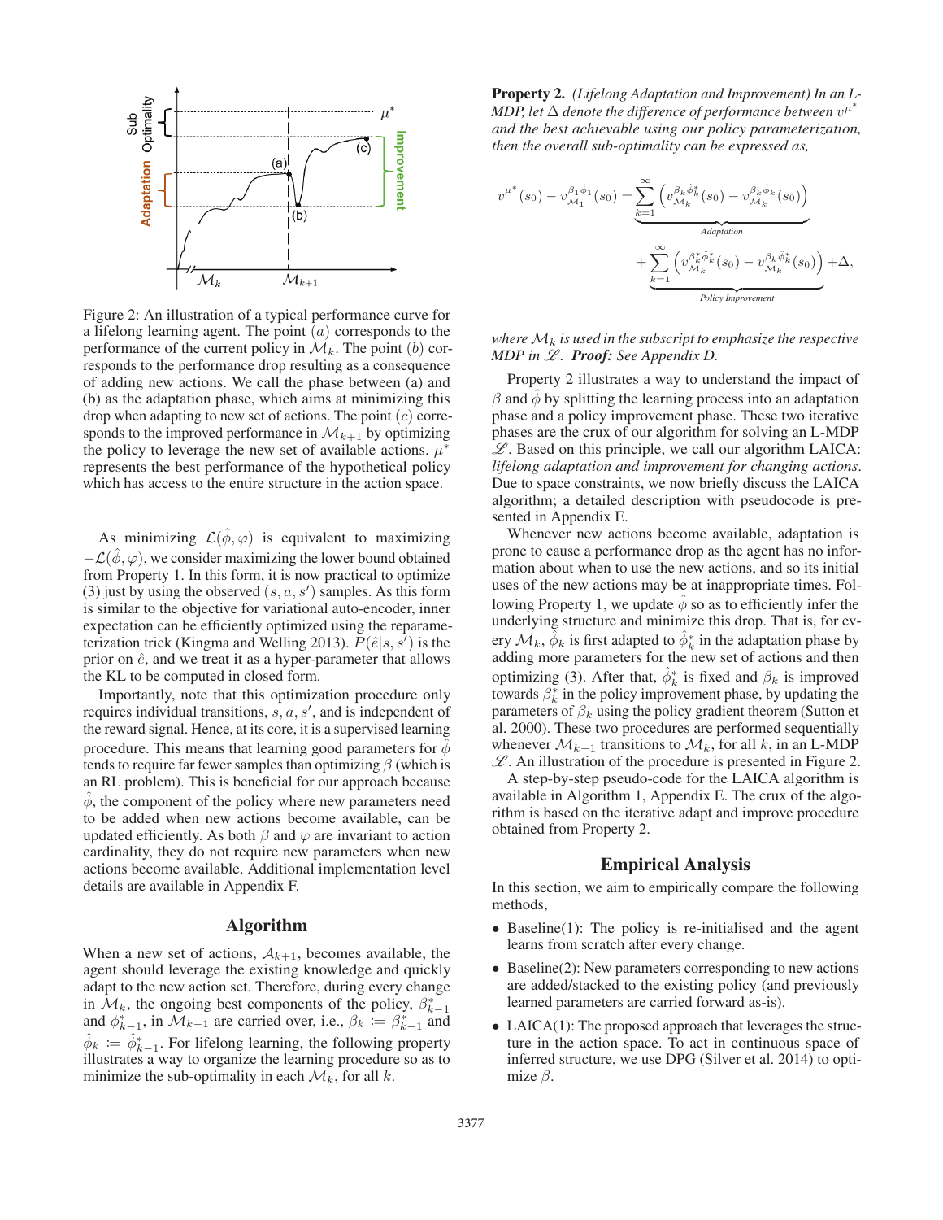Figure 2: An illustration of a typical performance curve for a lifelong learning agent. The point $(a)$ corresponds to the performance of the current policy in $\mathcal{M}_k$. The point $(b)$ corresponds to the performance drop resulting as a consequence of adding new actions. We call the phase between (a) and (b) as the adaptation phase, which aims at minimizing this drop when adapting to new set of actions. The point $(c)$ corresponds to the improved performance in $\mathcal{M}_{k+1}$ by optimizing the policy to leverage the new set of available actions. $\mu^*$ represents the best performance of the hypothetical policy which has access to the entire structure in the action space.

As minimizing $\mathcal{L}(\hat{\phi}, \varphi)$ is equivalent to maximizing $-\mathcal{L}(\hat{\phi}, \varphi)$, we consider maximizing the lower bound obtained from Property 1. In this form, it is now practical to optimize (3) just by using the observed $(s, a, s')$ samples. As this form is similar to the objective for variational auto-encoder, inner expectation can be efficiently optimized using the reparameterization trick (Kingma and Welling 2013). $P(\hat{e}|s, s')$ is the prior on $\hat{e}$, and we treat it as a hyper-parameter that allows the KL to be computed in closed form.

Importantly, note that this optimization procedure only requires individual transitions, $s, a, s'$, and is independent of the reward signal. Hence, at its core, it is a supervised learning procedure. This means that learning good parameters for $\hat{\phi}$ tends to require far fewer samples than optimizing $\beta$ (which is an RL problem). This is beneficial for our approach because $\hat{\phi}$, the component of the policy where new parameters need to be added when new actions become available, can be updated efficiently. As both $\beta$ and $\varphi$ are invariant to action cardinality, they do not require new parameters when new actions become available. Additional implementation level details are available in Appendix F.

## Algorithm

When a new set of actions, $\mathcal{A}_{k+1}$, becomes available, the agent should leverage the existing knowledge and quickly adapt to the new action set. Therefore, during every change in $\mathcal{M}_k$, the ongoing best components of the policy, $\beta^*_{k-1}$ and $\phi^*_{k-1}$, in $\mathcal{M}_{k-1}$ are carried over, i.e., $\beta_k := \beta^*_{k-1}$ and $\hat{\phi}_k := \hat{\phi}^*_{k-1}$. For lifelong learning, the following property illustrates a way to organize the learning procedure so as to minimize the sub-optimality in each $\mathcal{M}_k$, for all $k$.

**Property 2.** *(Lifelong Adaptation and Improvement) In an L-MDP, let $\Delta$ denote the difference of performance between $v^{\mu^*}$ and the best achievable using our policy parameterization, then the overall sub-optimality can be expressed as,*

$$
v^{\mu^*}(s_0) - v^{\beta_1 \hat{\phi}_1}_{\mathcal{M}_1}(s_0) = \underbrace{\sum_{k=1}^{\infty} \left( v^{\beta_k \hat{\phi}^*_k}_{\mathcal{M}_k}(s_0) - v^{\beta_k \hat{\phi}_k}_{\mathcal{M}_k}(s_0) \right)}_{\text{Adaptation}} + \underbrace{\sum_{k=1}^{\infty} \left( v^{\beta^*_k \hat{\phi}^*_k}_{\mathcal{M}_k}(s_0) - v^{\beta_k \hat{\phi}^*_k}_{\mathcal{M}_k}(s_0) \right)}_{\text{Policy Improvement}} + \Delta,
$$

*where $\mathcal{M}_k$ is used in the subscript to emphasize the respective MDP in $\mathscr{L}$. **Proof:** See Appendix D.*

Property 2 illustrates a way to understand the impact of $\beta$ and $\hat{\phi}$ by splitting the learning process into an adaptation phase and a policy improvement phase. These two iterative phases are the crux of our algorithm for solving an L-MDP $\mathscr{L}$. Based on this principle, we call our algorithm LAICA: *lifelong adaptation and improvement for changing actions*. Due to space constraints, we now briefly discuss the LAICA algorithm; a detailed description with pseudocode is presented in Appendix E.

Whenever new actions become available, adaptation is prone to cause a performance drop as the agent has no information about when to use the new actions, and so its initial uses of the new actions may be at inappropriate times. Following Property 1, we update $\hat{\phi}$ so as to efficiently infer the underlying structure and minimize this drop. That is, for every $\mathcal{M}_k$, $\hat{\phi}_k$ is first adapted to $\hat{\phi}^*_k$ in the adaptation phase by adding more parameters for the new set of actions and then optimizing (3). After that, $\hat{\phi}^*_k$ is fixed and $\beta_k$ is improved towards $\beta^*_k$ in the policy improvement phase, by updating the parameters of $\beta_k$ using the policy gradient theorem (Sutton et al. 2000). These two procedures are performed sequentially whenever $\mathcal{M}_{k-1}$ transitions to $\mathcal{M}_k$, for all $k$, in an L-MDP $\mathscr{L}$. An illustration of the procedure is presented in Figure 2.

A step-by-step pseudo-code for the LAICA algorithm is available in Algorithm 1, Appendix E. The crux of the algorithm is based on the iterative adapt and improve procedure obtained from Property 2.

## Empirical Analysis

In this section, we aim to empirically compare the following methods,

- Baseline(1): The policy is re-initialised and the agent learns from scratch after every change.
- Baseline(2): New parameters corresponding to new actions are added/stacked to the existing policy (and previously learned parameters are carried forward as-is).
- LAICA(1): The proposed approach that leverages the structure in the action space. To act in continuous space of inferred structure, we use DPG (Silver et al. 2014) to optimize $\beta$.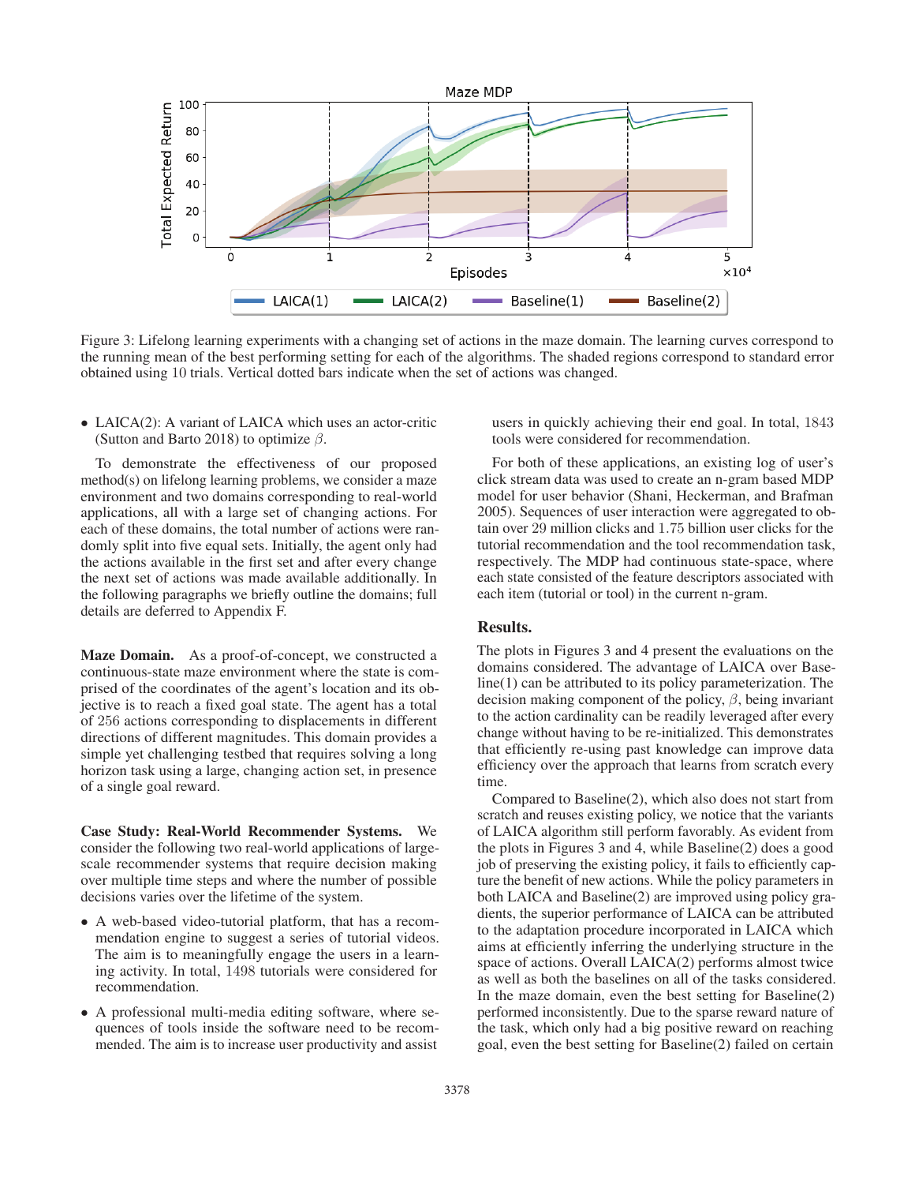Figure 3: Lifelong learning experiments with a changing set of actions in the maze domain. The learning curves correspond to the running mean of the best performing setting for each of the algorithms. The shaded regions correspond to standard error obtained using 10 trials. Vertical dotted bars indicate when the set of actions was changed.

- LAICA(2): A variant of LAICA which uses an actor-critic (Sutton and Barto 2018) to optimize $\beta$.

To demonstrate the effectiveness of our proposed method(s) on lifelong learning problems, we consider a maze environment and two domains corresponding to real-world applications, all with a large set of changing actions. For each of these domains, the total number of actions were randomly split into five equal sets. Initially, the agent only had the actions available in the first set and after every change the next set of actions was made available additionally. In the following paragraphs we briefly outline the domains; full details are deferred to Appendix F.

**Maze Domain.** As a proof-of-concept, we constructed a continuous-state maze environment where the state is comprised of the coordinates of the agent's location and its objective is to reach a fixed goal state. The agent has a total of 256 actions corresponding to displacements in different directions of different magnitudes. This domain provides a simple yet challenging testbed that requires solving a long horizon task using a large, changing action set, in presence of a single goal reward.

**Case Study: Real-World Recommender Systems.** We consider the following two real-world applications of large-scale recommender systems that require decision making over multiple time steps and where the number of possible decisions varies over the lifetime of the system.

- A web-based video-tutorial platform, that has a recommendation engine to suggest a series of tutorial videos. The aim is to meaningfully engage the users in a learning activity. In total, 1498 tutorials were considered for recommendation.
- A professional multi-media editing software, where sequences of tools inside the software need to be recommended. The aim is to increase user productivity and assist users in quickly achieving their end goal. In total, 1843 tools were considered for recommendation.

For both of these applications, an existing log of user's click stream data was used to create an n-gram based MDP model for user behavior (Shani, Heckerman, and Brafman 2005). Sequences of user interaction were aggregated to obtain over 29 million clicks and 1.75 billion user clicks for the tutorial recommendation and the tool recommendation task, respectively. The MDP had continuous state-space, where each state consisted of the feature descriptors associated with each item (tutorial or tool) in the current n-gram.

## Results.

The plots in Figures 3 and 4 present the evaluations on the domains considered. The advantage of LAICA over Baseline(1) can be attributed to its policy parameterization. The decision making component of the policy, $\beta$, being invariant to the action cardinality can be readily leveraged after every change without having to be re-initialized. This demonstrates that efficiently re-using past knowledge can improve data efficiency over the approach that learns from scratch every time.

Compared to Baseline(2), which also does not start from scratch and reuses existing policy, we notice that the variants of LAICA algorithm still perform favorably. As evident from the plots in Figures 3 and 4, while Baseline(2) does a good job of preserving the existing policy, it fails to efficiently capture the benefit of new actions. While the policy parameters in both LAICA and Baseline(2) are improved using policy gradients, the superior performance of LAICA can be attributed to the adaptation procedure incorporated in LAICA which aims at efficiently inferring the underlying structure in the space of actions. Overall LAICA(2) performs almost twice as well as both the baselines on all of the tasks considered. In the maze domain, even the best setting for Baseline(2) performed inconsistently. Due to the sparse reward nature of the task, which only had a big positive reward on reaching goal, even the best setting for Baseline(2) failed on certain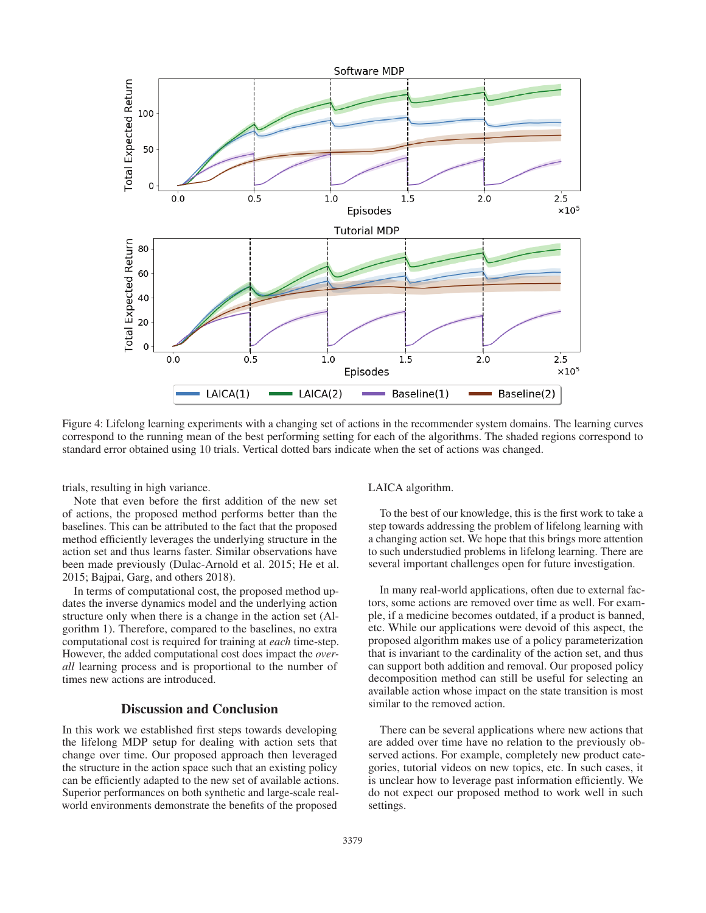Figure 4: Lifelong learning experiments with a changing set of actions in the recommender system domains. The learning curves correspond to the running mean of the best performing setting for each of the algorithms. The shaded regions correspond to standard error obtained using 10 trials. Vertical dotted bars indicate when the set of actions was changed.

trials, resulting in high variance.

Note that even before the first addition of the new set of actions, the proposed method performs better than the baselines. This can be attributed to the fact that the proposed method efficiently leverages the underlying structure in the action set and thus learns faster. Similar observations have been made previously (Dulac-Arnold et al. 2015; He et al. 2015; Bajpai, Garg, and others 2018).

In terms of computational cost, the proposed method updates the inverse dynamics model and the underlying action structure only when there is a change in the action set (Algorithm 1). Therefore, compared to the baselines, no extra computational cost is required for training at *each* time-step. However, the added computational cost does impact the *overall* learning process and is proportional to the number of times new actions are introduced.

## Discussion and Conclusion

In this work we established first steps towards developing the lifelong MDP setup for dealing with action sets that change over time. Our proposed approach then leveraged the structure in the action space such that an existing policy can be efficiently adapted to the new set of available actions. Superior performances on both synthetic and large-scale real-world environments demonstrate the benefits of the proposed LAICA algorithm.

To the best of our knowledge, this is the first work to take a step towards addressing the problem of lifelong learning with a changing action set. We hope that this brings more attention to such understudied problems in lifelong learning. There are several important challenges open for future investigation.

In many real-world applications, often due to external factors, some actions are removed over time as well. For example, if a medicine becomes outdated, if a product is banned, etc. While our applications were devoid of this aspect, the proposed algorithm makes use of a policy parameterization that is invariant to the cardinality of the action set, and thus can support both addition and removal. Our proposed policy decomposition method can still be useful for selecting an available action whose impact on the state transition is most similar to the removed action.

There can be several applications where new actions that are added over time have no relation to the previously observed actions. For example, completely new product categories, tutorial videos on new topics, etc. In such cases, it is unclear how to leverage past information efficiently. We do not expect our proposed method to work well in such settings.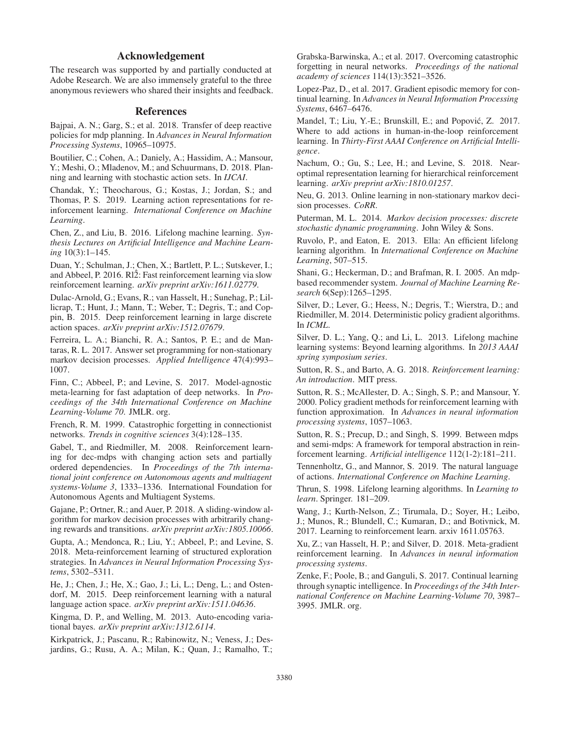## Acknowledgement

The research was supported by and partially conducted at Adobe Research. We are also immensely grateful to the three anonymous reviewers who shared their insights and feedback.

## References

Bajpai, A. N.; Garg, S.; et al. 2018. Transfer of deep reactive policies for mdp planning. In *Advances in Neural Information Processing Systems*, 10965–10975.

Boutilier, C.; Cohen, A.; Daniely, A.; Hassidim, A.; Mansour, Y.; Meshi, O.; Mladenov, M.; and Schuurmans, D. 2018. Planning and learning with stochastic action sets. In *IJCAI*.

Chandak, Y.; Theocharous, G.; Kostas, J.; Jordan, S.; and Thomas, P. S. 2019. Learning action representations for reinforcement learning. *International Conference on Machine Learning*.

Chen, Z., and Liu, B. 2016. Lifelong machine learning. *Synthesis Lectures on Artificial Intelligence and Machine Learning* 10(3):1–145.

Duan, Y.; Schulman, J.; Chen, X.; Bartlett, P. L.; Sutskever, I.; and Abbeel, P. 2016. Rl$\hat{2}$: Fast reinforcement learning via slow reinforcement learning. *arXiv preprint arXiv:1611.02779*.

Dulac-Arnold, G.; Evans, R.; van Hasselt, H.; Sunehag, P.; Lillicrap, T.; Hunt, J.; Mann, T.; Weber, T.; Degris, T.; and Coppin, B. 2015. Deep reinforcement learning in large discrete action spaces. *arXiv preprint arXiv:1512.07679*.

Ferreira, L. A.; Bianchi, R. A.; Santos, P. E.; and de Mantaras, R. L. 2017. Answer set programming for non-stationary markov decision processes. *Applied Intelligence* 47(4):993–1007.

Finn, C.; Abbeel, P.; and Levine, S. 2017. Model-agnostic meta-learning for fast adaptation of deep networks. In *Proceedings of the 34th International Conference on Machine Learning-Volume 70*. JMLR. org.

French, R. M. 1999. Catastrophic forgetting in connectionist networks. *Trends in cognitive sciences* 3(4):128–135.

Gabel, T., and Riedmiller, M. 2008. Reinforcement learning for dec-mdps with changing action sets and partially ordered dependencies. In *Proceedings of the 7th international joint conference on Autonomous agents and multiagent systems-Volume 3*, 1333–1336. International Foundation for Autonomous Agents and Multiagent Systems.

Gajane, P.; Ortner, R.; and Auer, P. 2018. A sliding-window algorithm for markov decision processes with arbitrarily changing rewards and transitions. *arXiv preprint arXiv:1805.10066*.

Gupta, A.; Mendonca, R.; Liu, Y.; Abbeel, P.; and Levine, S. 2018. Meta-reinforcement learning of structured exploration strategies. In *Advances in Neural Information Processing Systems*, 5302–5311.

He, J.; Chen, J.; He, X.; Gao, J.; Li, L.; Deng, L.; and Ostendorf, M. 2015. Deep reinforcement learning with a natural language action space. *arXiv preprint arXiv:1511.04636*.

Kingma, D. P., and Welling, M. 2013. Auto-encoding variational bayes. *arXiv preprint arXiv:1312.6114*.

Kirkpatrick, J.; Pascanu, R.; Rabinowitz, N.; Veness, J.; Desjardins, G.; Rusu, A. A.; Milan, K.; Quan, J.; Ramalho, T.; Grabska-Barwinska, A.; et al. 2017. Overcoming catastrophic forgetting in neural networks. *Proceedings of the national academy of sciences* 114(13):3521–3526.

Lopez-Paz, D., et al. 2017. Gradient episodic memory for continual learning. In *Advances in Neural Information Processing Systems*, 6467–6476.

Mandel, T.; Liu, Y.-E.; Brunskill, E.; and Popović, Z. 2017. Where to add actions in human-in-the-loop reinforcement learning. In *Thirty-First AAAI Conference on Artificial Intelligence*.

Nachum, O.; Gu, S.; Lee, H.; and Levine, S. 2018. Near-optimal representation learning for hierarchical reinforcement learning. *arXiv preprint arXiv:1810.01257*.

Neu, G. 2013. Online learning in non-stationary markov decision processes. *CoRR*.

Puterman, M. L. 2014. *Markov decision processes: discrete stochastic dynamic programming*. John Wiley & Sons.

Ruvolo, P., and Eaton, E. 2013. Ella: An efficient lifelong learning algorithm. In *International Conference on Machine Learning*, 507–515.

Shani, G.; Heckerman, D.; and Brafman, R. I. 2005. An mdp-based recommender system. *Journal of Machine Learning Research* 6(Sep):1265–1295.

Silver, D.; Lever, G.; Heess, N.; Degris, T.; Wierstra, D.; and Riedmiller, M. 2014. Deterministic policy gradient algorithms. In *ICML*.

Silver, D. L.; Yang, Q.; and Li, L. 2013. Lifelong machine learning systems: Beyond learning algorithms. In *2013 AAAI spring symposium series*.

Sutton, R. S., and Barto, A. G. 2018. *Reinforcement learning: An introduction*. MIT press.

Sutton, R. S.; McAllester, D. A.; Singh, S. P.; and Mansour, Y. 2000. Policy gradient methods for reinforcement learning with function approximation. In *Advances in neural information processing systems*, 1057–1063.

Sutton, R. S.; Precup, D.; and Singh, S. 1999. Between mdps and semi-mdps: A framework for temporal abstraction in reinforcement learning. *Artificial intelligence* 112(1-2):181–211.

Tennenholtz, G., and Mannor, S. 2019. The natural language of actions. *International Conference on Machine Learning*.

Thrun, S. 1998. Lifelong learning algorithms. In *Learning to learn*. Springer. 181–209.

Wang, J.; Kurth-Nelson, Z.; Tirumala, D.; Soyer, H.; Leibo, J.; Munos, R.; Blundell, C.; Kumaran, D.; and Botivnick, M. 2017. Learning to reinforcement learn. arxiv 1611.05763.

Xu, Z.; van Hasselt, H. P.; and Silver, D. 2018. Meta-gradient reinforcement learning. In *Advances in neural information processing systems*.

Zenke, F.; Poole, B.; and Ganguli, S. 2017. Continual learning through synaptic intelligence. In *Proceedings of the 34th International Conference on Machine Learning-Volume 70*, 3987–3995. JMLR. org.